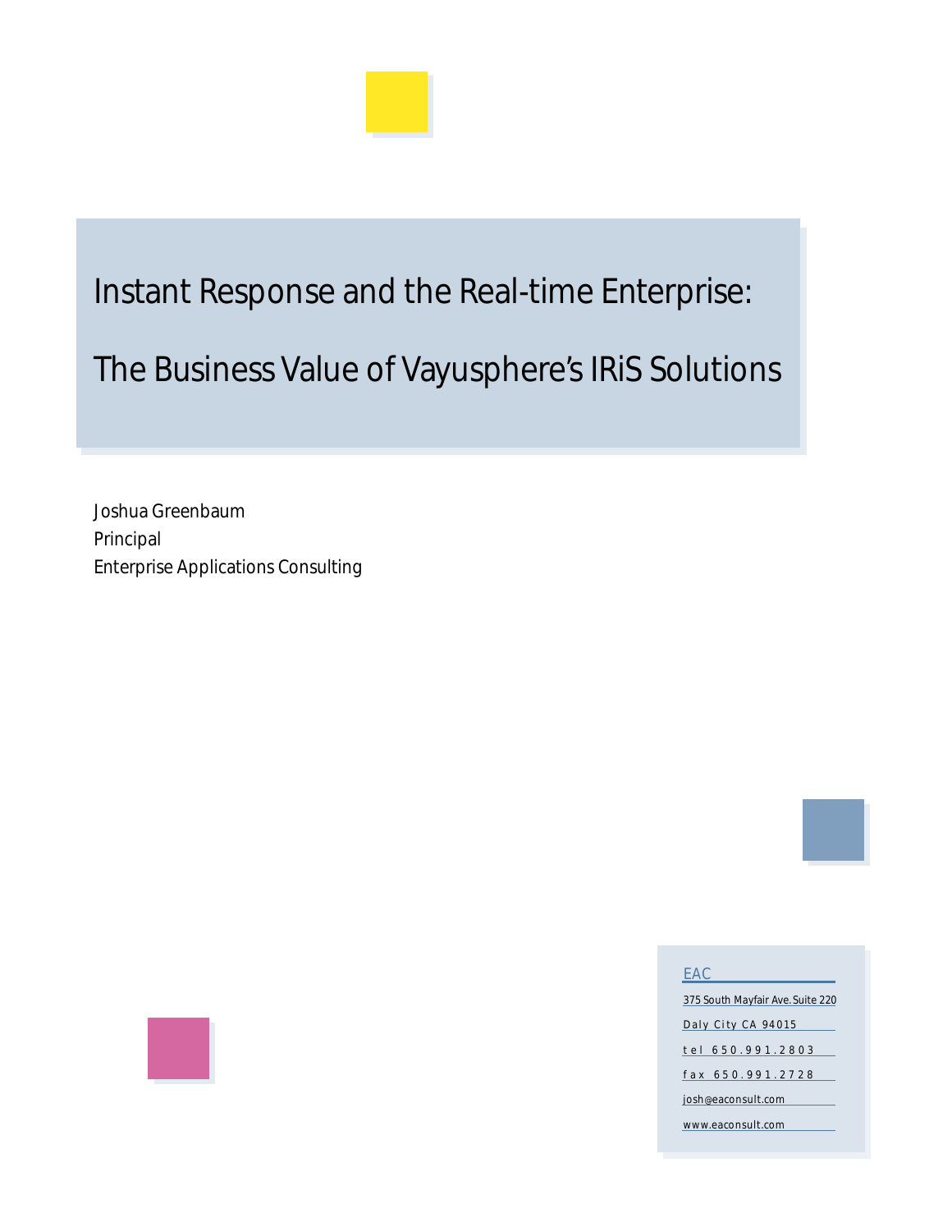# Instant Response and the Real-time Enterprise:

# The Business Value of Vayusphere's IRiS Solutions

Joshua Greenbaum
Principal
Enterprise Applications Consulting

EAC

375 South Mayfair Ave. Suite 220

Daly City CA 94015

tel 650.991.2803

fax 650.991.2728

josh@eaconsult.com

www.eaconsult.com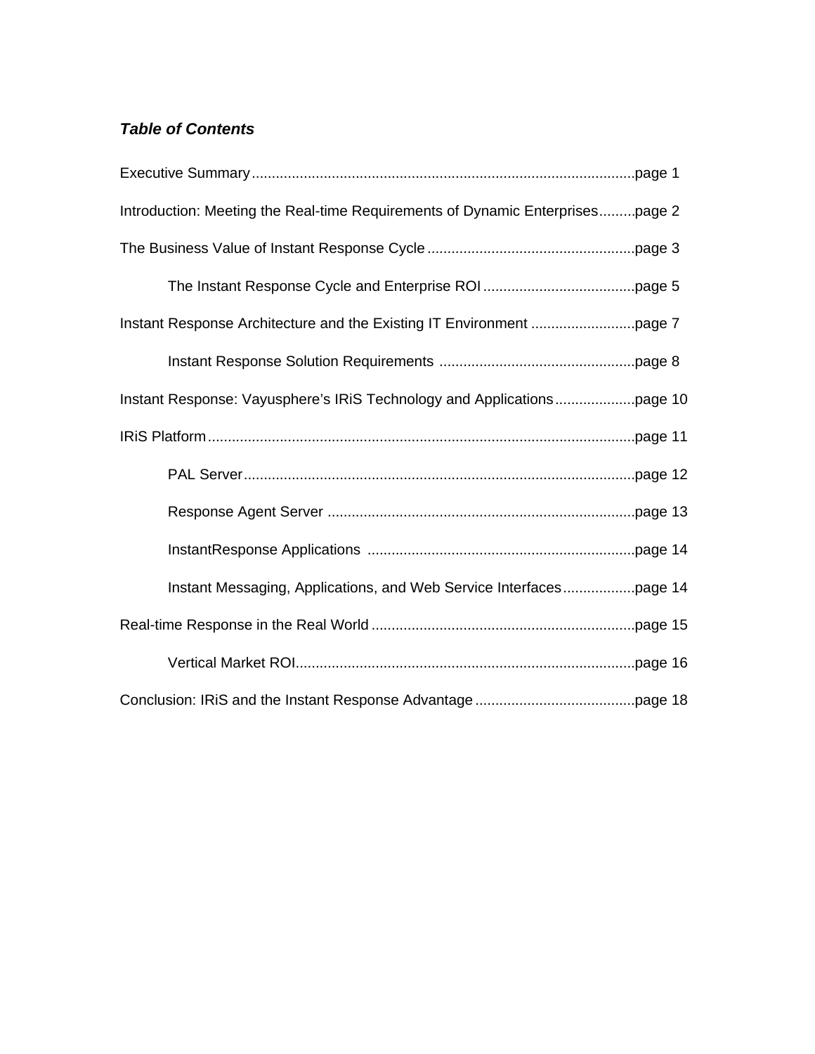***Table of Contents***

Executive Summary................................................................................................page 1

Introduction: Meeting the Real-time Requirements of Dynamic Enterprises.........page 2

The Business Value of Instant Response Cycle....................................................page 3

- The Instant Response Cycle and Enterprise ROI......................................page 5

Instant Response Architecture and the Existing IT Environment ..........................page 7

- Instant Response Solution Requirements .................................................page 8

Instant Response: Vayusphere's IRiS Technology and Applications....................page 10

IRiS Platform..........................................................................................................page 11

- PAL Server.................................................................................................page 12
- Response Agent Server ............................................................................page 13
- InstantResponse Applications ...................................................................page 14
- Instant Messaging, Applications, and Web Service Interfaces..................page 14

Real-time Response in the Real World ..................................................................page 15

- Vertical Market ROI.....................................................................................page 16

Conclusion: IRiS and the Instant Response Advantage........................................page 18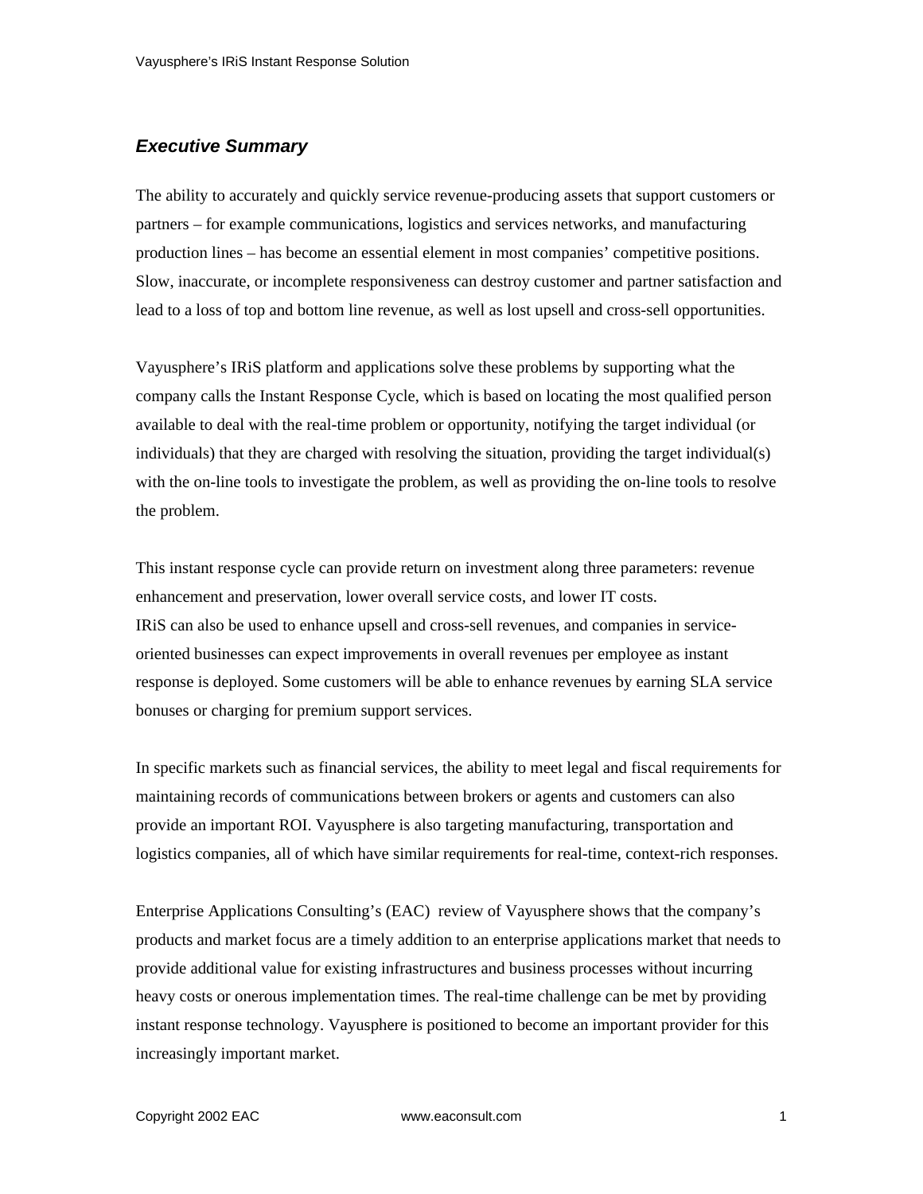## *Executive Summary*

The ability to accurately and quickly service revenue-producing assets that support customers or partners – for example communications, logistics and services networks, and manufacturing production lines – has become an essential element in most companies' competitive positions. Slow, inaccurate, or incomplete responsiveness can destroy customer and partner satisfaction and lead to a loss of top and bottom line revenue, as well as lost upsell and cross-sell opportunities.

Vayusphere's IRiS platform and applications solve these problems by supporting what the company calls the Instant Response Cycle, which is based on locating the most qualified person available to deal with the real-time problem or opportunity, notifying the target individual (or individuals) that they are charged with resolving the situation, providing the target individual(s) with the on-line tools to investigate the problem, as well as providing the on-line tools to resolve the problem.

This instant response cycle can provide return on investment along three parameters: revenue enhancement and preservation, lower overall service costs, and lower IT costs.
IRiS can also be used to enhance upsell and cross-sell revenues, and companies in service-oriented businesses can expect improvements in overall revenues per employee as instant response is deployed. Some customers will be able to enhance revenues by earning SLA service bonuses or charging for premium support services.

In specific markets such as financial services, the ability to meet legal and fiscal requirements for maintaining records of communications between brokers or agents and customers can also provide an important ROI. Vayusphere is also targeting manufacturing, transportation and logistics companies, all of which have similar requirements for real-time, context-rich responses.

Enterprise Applications Consulting's (EAC) review of Vayusphere shows that the company's products and market focus are a timely addition to an enterprise applications market that needs to provide additional value for existing infrastructures and business processes without incurring heavy costs or onerous implementation times. The real-time challenge can be met by providing instant response technology. Vayusphere is positioned to become an important provider for this increasingly important market.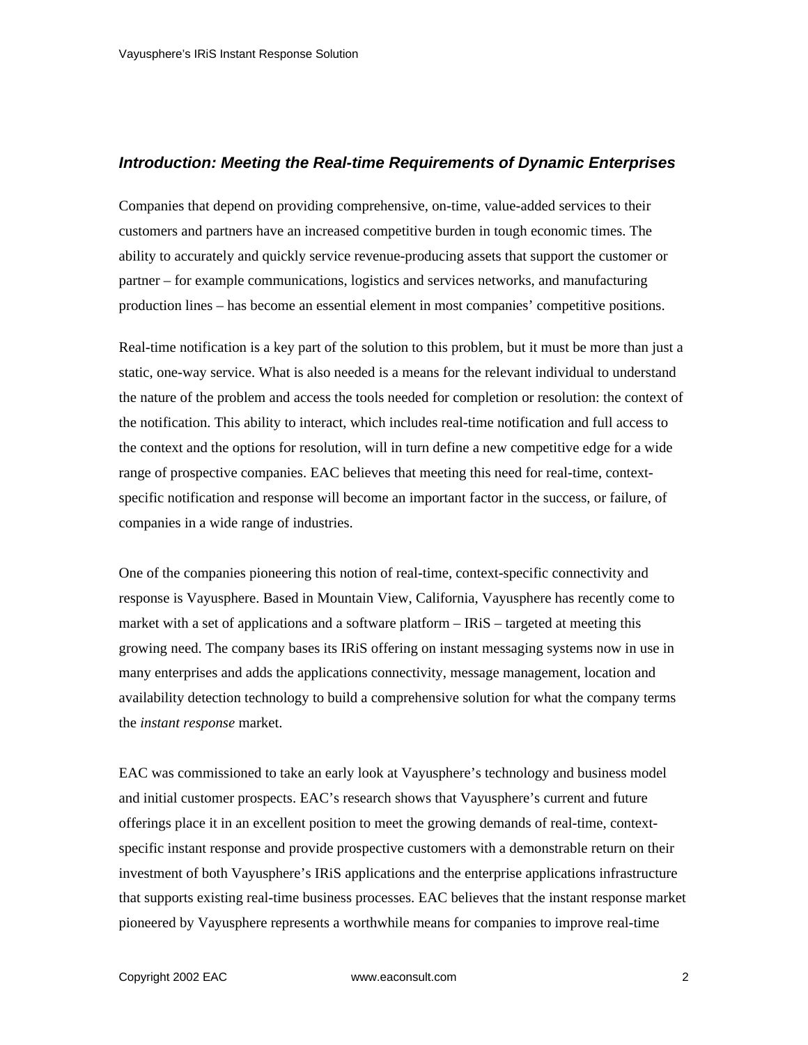## *Introduction: Meeting the Real-time Requirements of Dynamic Enterprises*

Companies that depend on providing comprehensive, on-time, value-added services to their customers and partners have an increased competitive burden in tough economic times. The ability to accurately and quickly service revenue-producing assets that support the customer or partner – for example communications, logistics and services networks, and manufacturing production lines – has become an essential element in most companies' competitive positions.

Real-time notification is a key part of the solution to this problem, but it must be more than just a static, one-way service. What is also needed is a means for the relevant individual to understand the nature of the problem and access the tools needed for completion or resolution: the context of the notification. This ability to interact, which includes real-time notification and full access to the context and the options for resolution, will in turn define a new competitive edge for a wide range of prospective companies. EAC believes that meeting this need for real-time, context-specific notification and response will become an important factor in the success, or failure, of companies in a wide range of industries.

One of the companies pioneering this notion of real-time, context-specific connectivity and response is Vayusphere. Based in Mountain View, California, Vayusphere has recently come to market with a set of applications and a software platform – IRiS – targeted at meeting this growing need. The company bases its IRiS offering on instant messaging systems now in use in many enterprises and adds the applications connectivity, message management, location and availability detection technology to build a comprehensive solution for what the company terms the *instant response* market.

EAC was commissioned to take an early look at Vayusphere's technology and business model and initial customer prospects. EAC's research shows that Vayusphere's current and future offerings place it in an excellent position to meet the growing demands of real-time, context-specific instant response and provide prospective customers with a demonstrable return on their investment of both Vayusphere's IRiS applications and the enterprise applications infrastructure that supports existing real-time business processes. EAC believes that the instant response market pioneered by Vayusphere represents a worthwhile means for companies to improve real-time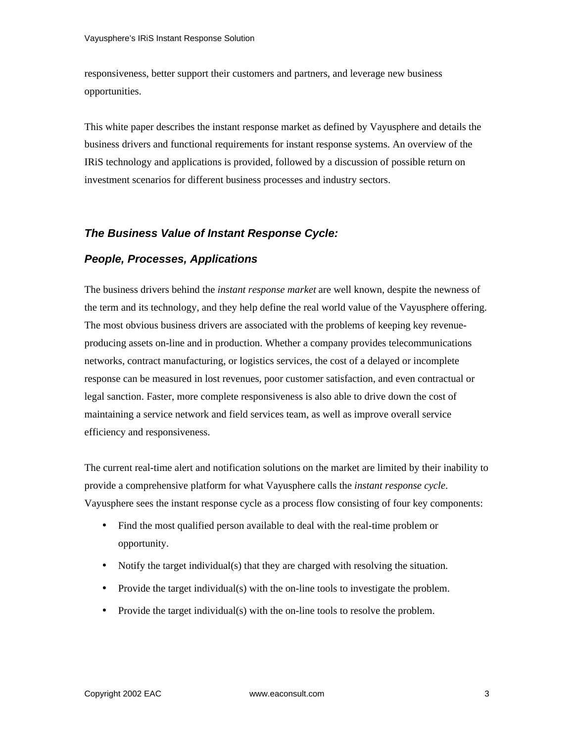responsiveness, better support their customers and partners, and leverage new business opportunities.

This white paper describes the instant response market as defined by Vayusphere and details the business drivers and functional requirements for instant response systems. An overview of the IRiS technology and applications is provided, followed by a discussion of possible return on investment scenarios for different business processes and industry sectors.

## *The Business Value of Instant Response Cycle: People, Processes, Applications*

The business drivers behind the *instant response market* are well known, despite the newness of the term and its technology, and they help define the real world value of the Vayusphere offering. The most obvious business drivers are associated with the problems of keeping key revenue-producing assets on-line and in production. Whether a company provides telecommunications networks, contract manufacturing, or logistics services, the cost of a delayed or incomplete response can be measured in lost revenues, poor customer satisfaction, and even contractual or legal sanction. Faster, more complete responsiveness is also able to drive down the cost of maintaining a service network and field services team, as well as improve overall service efficiency and responsiveness.

The current real-time alert and notification solutions on the market are limited by their inability to provide a comprehensive platform for what Vayusphere calls the *instant response cycle*. Vayusphere sees the instant response cycle as a process flow consisting of four key components:

- Find the most qualified person available to deal with the real-time problem or opportunity.
- Notify the target individual(s) that they are charged with resolving the situation.
- Provide the target individual(s) with the on-line tools to investigate the problem.
- Provide the target individual(s) with the on-line tools to resolve the problem.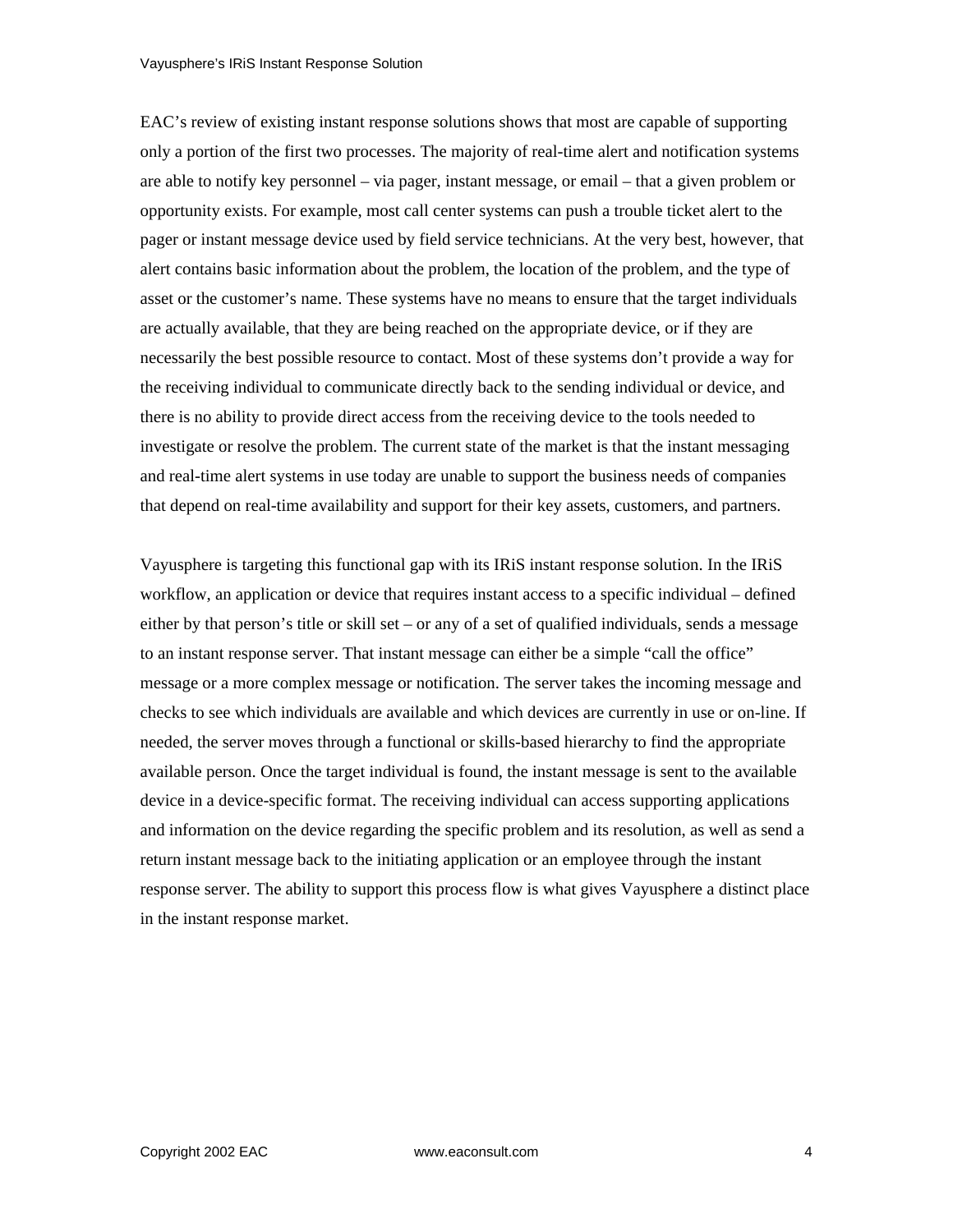EAC's review of existing instant response solutions shows that most are capable of supporting only a portion of the first two processes. The majority of real-time alert and notification systems are able to notify key personnel – via pager, instant message, or email – that a given problem or opportunity exists. For example, most call center systems can push a trouble ticket alert to the pager or instant message device used by field service technicians. At the very best, however, that alert contains basic information about the problem, the location of the problem, and the type of asset or the customer's name. These systems have no means to ensure that the target individuals are actually available, that they are being reached on the appropriate device, or if they are necessarily the best possible resource to contact. Most of these systems don't provide a way for the receiving individual to communicate directly back to the sending individual or device, and there is no ability to provide direct access from the receiving device to the tools needed to investigate or resolve the problem. The current state of the market is that the instant messaging and real-time alert systems in use today are unable to support the business needs of companies that depend on real-time availability and support for their key assets, customers, and partners.

Vayusphere is targeting this functional gap with its IRiS instant response solution. In the IRiS workflow, an application or device that requires instant access to a specific individual – defined either by that person's title or skill set – or any of a set of qualified individuals, sends a message to an instant response server. That instant message can either be a simple "call the office" message or a more complex message or notification. The server takes the incoming message and checks to see which individuals are available and which devices are currently in use or on-line. If needed, the server moves through a functional or skills-based hierarchy to find the appropriate available person. Once the target individual is found, the instant message is sent to the available device in a device-specific format. The receiving individual can access supporting applications and information on the device regarding the specific problem and its resolution, as well as send a return instant message back to the initiating application or an employee through the instant response server. The ability to support this process flow is what gives Vayusphere a distinct place in the instant response market.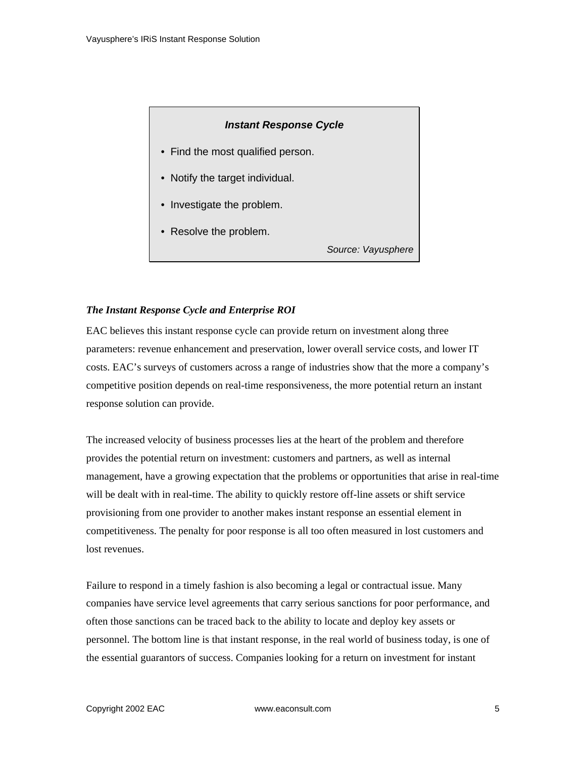**_Instant Response Cycle_**

- Find the most qualified person.
- Notify the target individual.
- Investigate the problem.
- Resolve the problem.

*Source: Vayusphere*

***The Instant Response Cycle and Enterprise ROI***

EAC believes this instant response cycle can provide return on investment along three parameters: revenue enhancement and preservation, lower overall service costs, and lower IT costs. EAC's surveys of customers across a range of industries show that the more a company's competitive position depends on real-time responsiveness, the more potential return an instant response solution can provide.

The increased velocity of business processes lies at the heart of the problem and therefore provides the potential return on investment: customers and partners, as well as internal management, have a growing expectation that the problems or opportunities that arise in real-time will be dealt with in real-time. The ability to quickly restore off-line assets or shift service provisioning from one provider to another makes instant response an essential element in competitiveness. The penalty for poor response is all too often measured in lost customers and lost revenues.

Failure to respond in a timely fashion is also becoming a legal or contractual issue. Many companies have service level agreements that carry serious sanctions for poor performance, and often those sanctions can be traced back to the ability to locate and deploy key assets or personnel. The bottom line is that instant response, in the real world of business today, is one of the essential guarantors of success. Companies looking for a return on investment for instant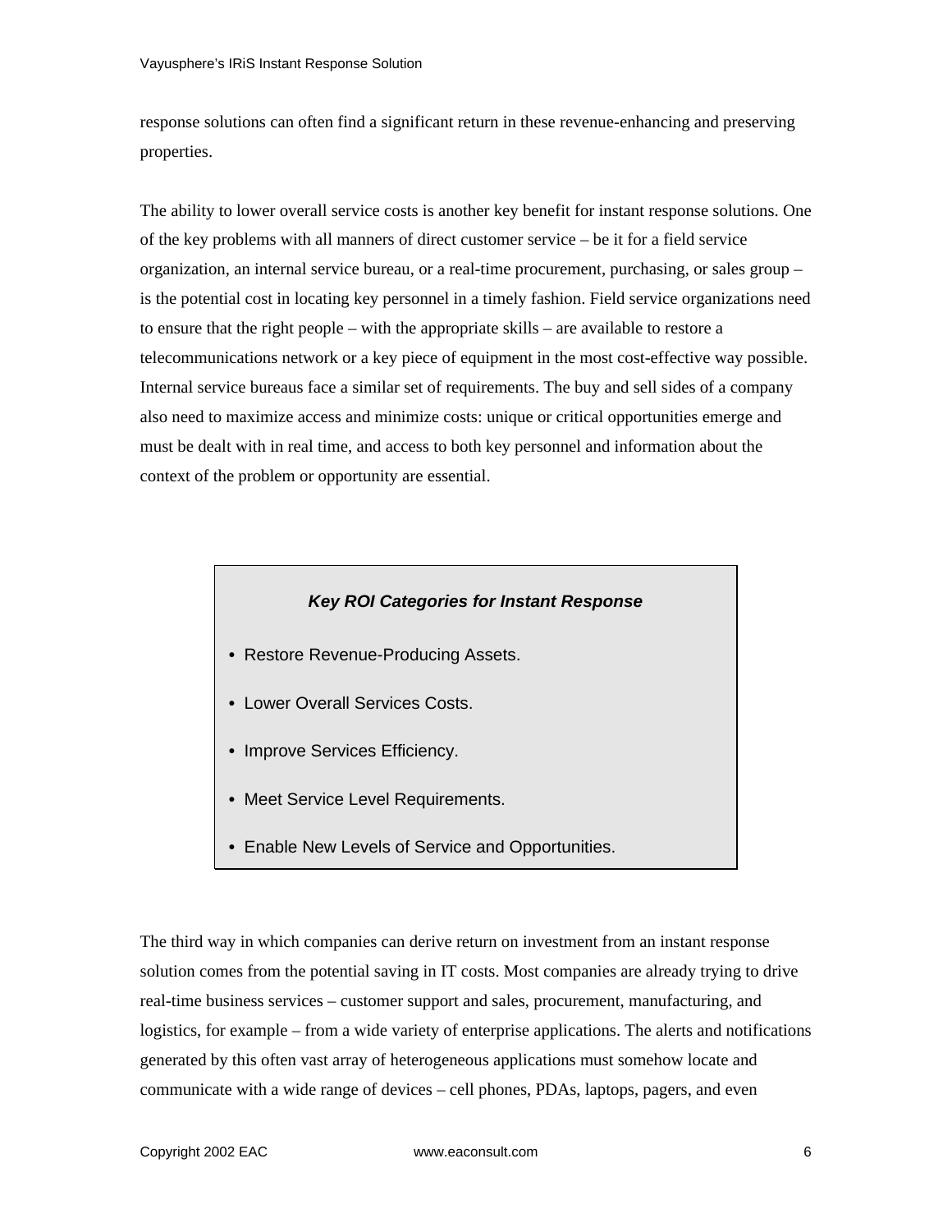response solutions can often find a significant return in these revenue-enhancing and preserving properties.

The ability to lower overall service costs is another key benefit for instant response solutions. One of the key problems with all manners of direct customer service – be it for a field service organization, an internal service bureau, or a real-time procurement, purchasing, or sales group – is the potential cost in locating key personnel in a timely fashion. Field service organizations need to ensure that the right people – with the appropriate skills – are available to restore a telecommunications network or a key piece of equipment in the most cost-effective way possible. Internal service bureaus face a similar set of requirements. The buy and sell sides of a company also need to maximize access and minimize costs: unique or critical opportunities emerge and must be dealt with in real time, and access to both key personnel and information about the context of the problem or opportunity are essential.

> ***Key ROI Categories for Instant Response***
>
> - Restore Revenue-Producing Assets.
> - Lower Overall Services Costs.
> - Improve Services Efficiency.
> - Meet Service Level Requirements.
> - Enable New Levels of Service and Opportunities.

The third way in which companies can derive return on investment from an instant response solution comes from the potential saving in IT costs. Most companies are already trying to drive real-time business services – customer support and sales, procurement, manufacturing, and logistics, for example – from a wide variety of enterprise applications. The alerts and notifications generated by this often vast array of heterogeneous applications must somehow locate and communicate with a wide range of devices – cell phones, PDAs, laptops, pagers, and even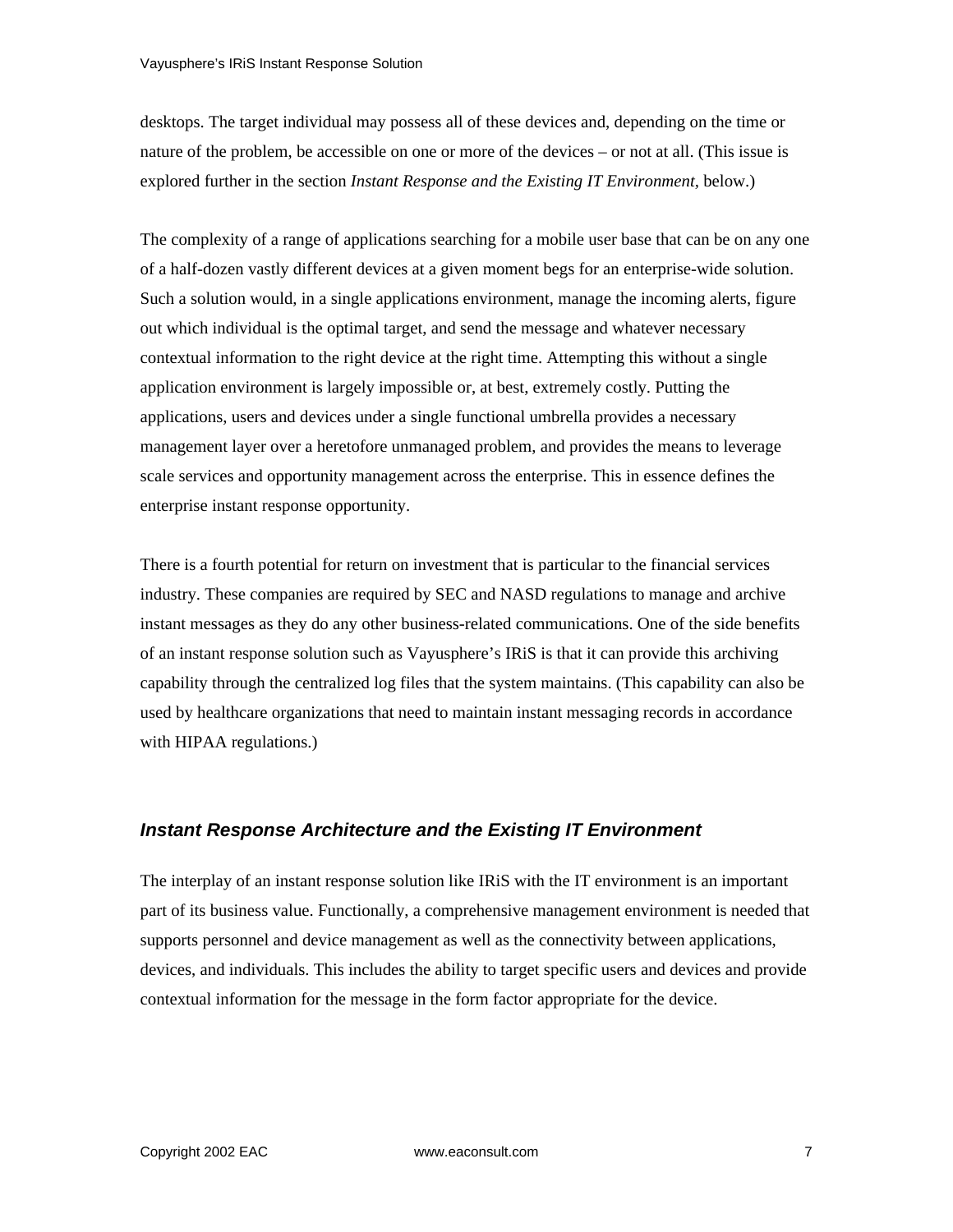desktops. The target individual may possess all of these devices and, depending on the time or nature of the problem, be accessible on one or more of the devices – or not at all. (This issue is explored further in the section *Instant Response and the Existing IT Environment*, below.)

The complexity of a range of applications searching for a mobile user base that can be on any one of a half-dozen vastly different devices at a given moment begs for an enterprise-wide solution. Such a solution would, in a single applications environment, manage the incoming alerts, figure out which individual is the optimal target, and send the message and whatever necessary contextual information to the right device at the right time. Attempting this without a single application environment is largely impossible or, at best, extremely costly. Putting the applications, users and devices under a single functional umbrella provides a necessary management layer over a heretofore unmanaged problem, and provides the means to leverage scale services and opportunity management across the enterprise. This in essence defines the enterprise instant response opportunity.

There is a fourth potential for return on investment that is particular to the financial services industry. These companies are required by SEC and NASD regulations to manage and archive instant messages as they do any other business-related communications. One of the side benefits of an instant response solution such as Vayusphere's IRiS is that it can provide this archiving capability through the centralized log files that the system maintains. (This capability can also be used by healthcare organizations that need to maintain instant messaging records in accordance with HIPAA regulations.)

### *Instant Response Architecture and the Existing IT Environment*

The interplay of an instant response solution like IRiS with the IT environment is an important part of its business value. Functionally, a comprehensive management environment is needed that supports personnel and device management as well as the connectivity between applications, devices, and individuals. This includes the ability to target specific users and devices and provide contextual information for the message in the form factor appropriate for the device.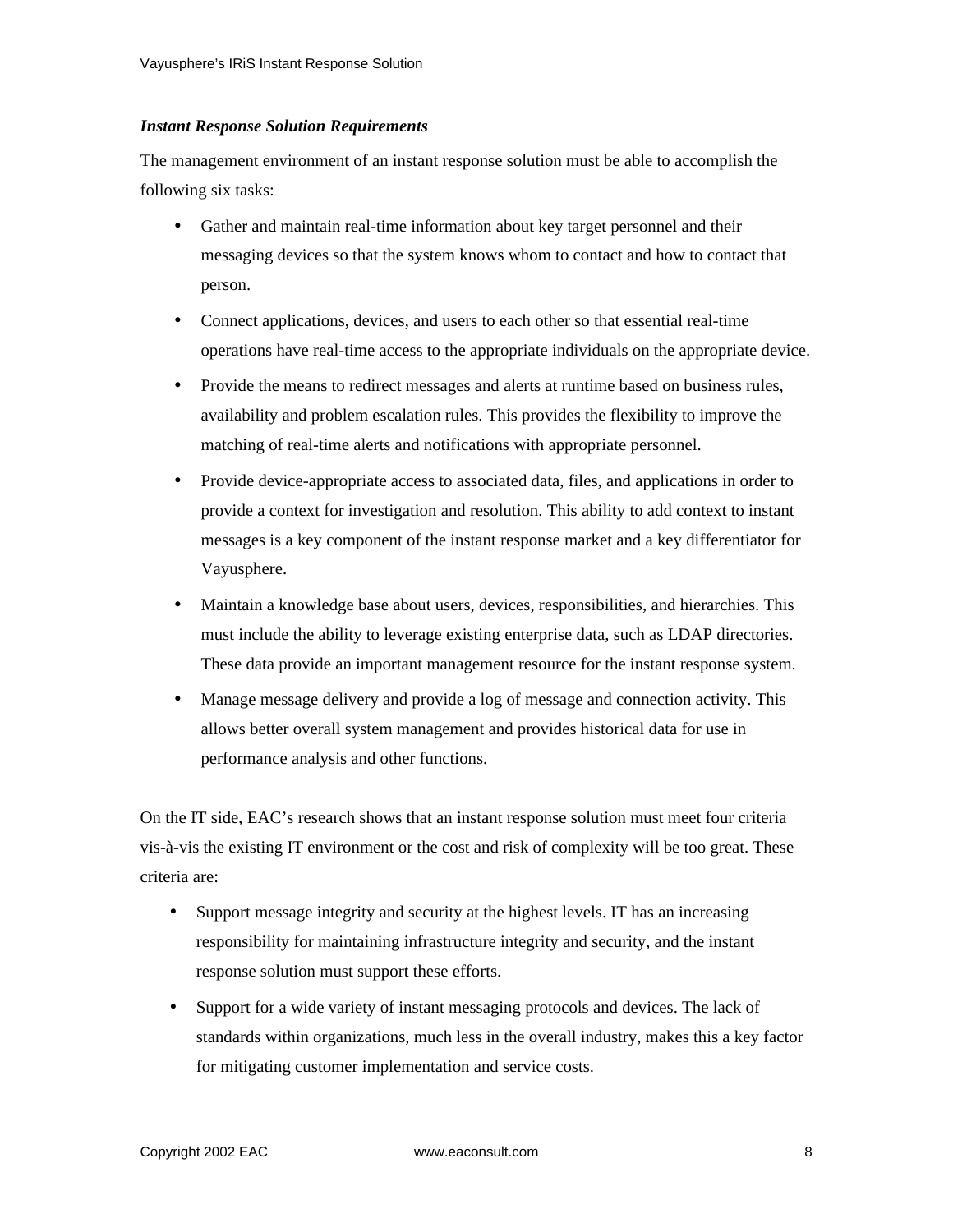***Instant Response Solution Requirements***

The management environment of an instant response solution must be able to accomplish the following six tasks:

- Gather and maintain real-time information about key target personnel and their messaging devices so that the system knows whom to contact and how to contact that person.
- Connect applications, devices, and users to each other so that essential real-time operations have real-time access to the appropriate individuals on the appropriate device.
- Provide the means to redirect messages and alerts at runtime based on business rules, availability and problem escalation rules. This provides the flexibility to improve the matching of real-time alerts and notifications with appropriate personnel.
- Provide device-appropriate access to associated data, files, and applications in order to provide a context for investigation and resolution. This ability to add context to instant messages is a key component of the instant response market and a key differentiator for Vayusphere.
- Maintain a knowledge base about users, devices, responsibilities, and hierarchies. This must include the ability to leverage existing enterprise data, such as LDAP directories. These data provide an important management resource for the instant response system.
- Manage message delivery and provide a log of message and connection activity. This allows better overall system management and provides historical data for use in performance analysis and other functions.

On the IT side, EAC's research shows that an instant response solution must meet four criteria vis-à-vis the existing IT environment or the cost and risk of complexity will be too great. These criteria are:

- Support message integrity and security at the highest levels. IT has an increasing responsibility for maintaining infrastructure integrity and security, and the instant response solution must support these efforts.
- Support for a wide variety of instant messaging protocols and devices. The lack of standards within organizations, much less in the overall industry, makes this a key factor for mitigating customer implementation and service costs.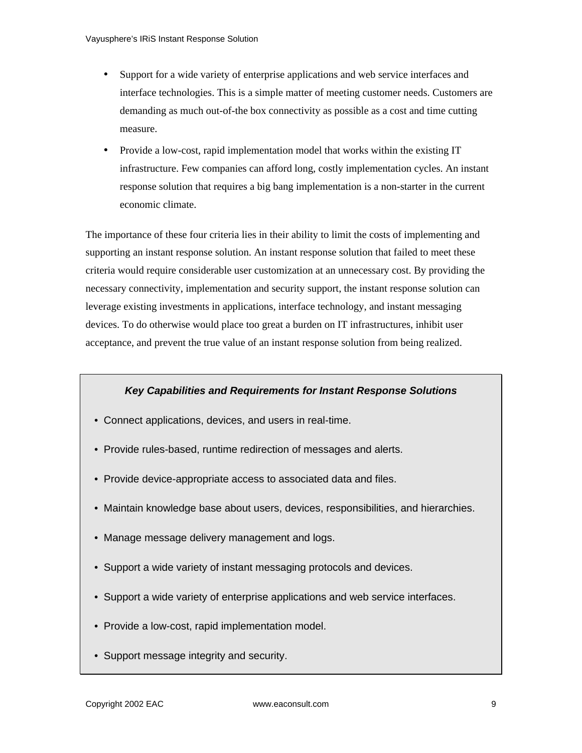- Support for a wide variety of enterprise applications and web service interfaces and interface technologies. This is a simple matter of meeting customer needs. Customers are demanding as much out-of-the box connectivity as possible as a cost and time cutting measure.
- Provide a low-cost, rapid implementation model that works within the existing IT infrastructure. Few companies can afford long, costly implementation cycles. An instant response solution that requires a big bang implementation is a non-starter in the current economic climate.

The importance of these four criteria lies in their ability to limit the costs of implementing and supporting an instant response solution. An instant response solution that failed to meet these criteria would require considerable user customization at an unnecessary cost. By providing the necessary connectivity, implementation and security support, the instant response solution can leverage existing investments in applications, interface technology, and instant messaging devices. To do otherwise would place too great a burden on IT infrastructures, inhibit user acceptance, and prevent the true value of an instant response solution from being realized.

***Key Capabilities and Requirements for Instant Response Solutions***

- Connect applications, devices, and users in real-time.
- Provide rules-based, runtime redirection of messages and alerts.
- Provide device-appropriate access to associated data and files.
- Maintain knowledge base about users, devices, responsibilities, and hierarchies.
- Manage message delivery management and logs.
- Support a wide variety of instant messaging protocols and devices.
- Support a wide variety of enterprise applications and web service interfaces.
- Provide a low-cost, rapid implementation model.
- Support message integrity and security.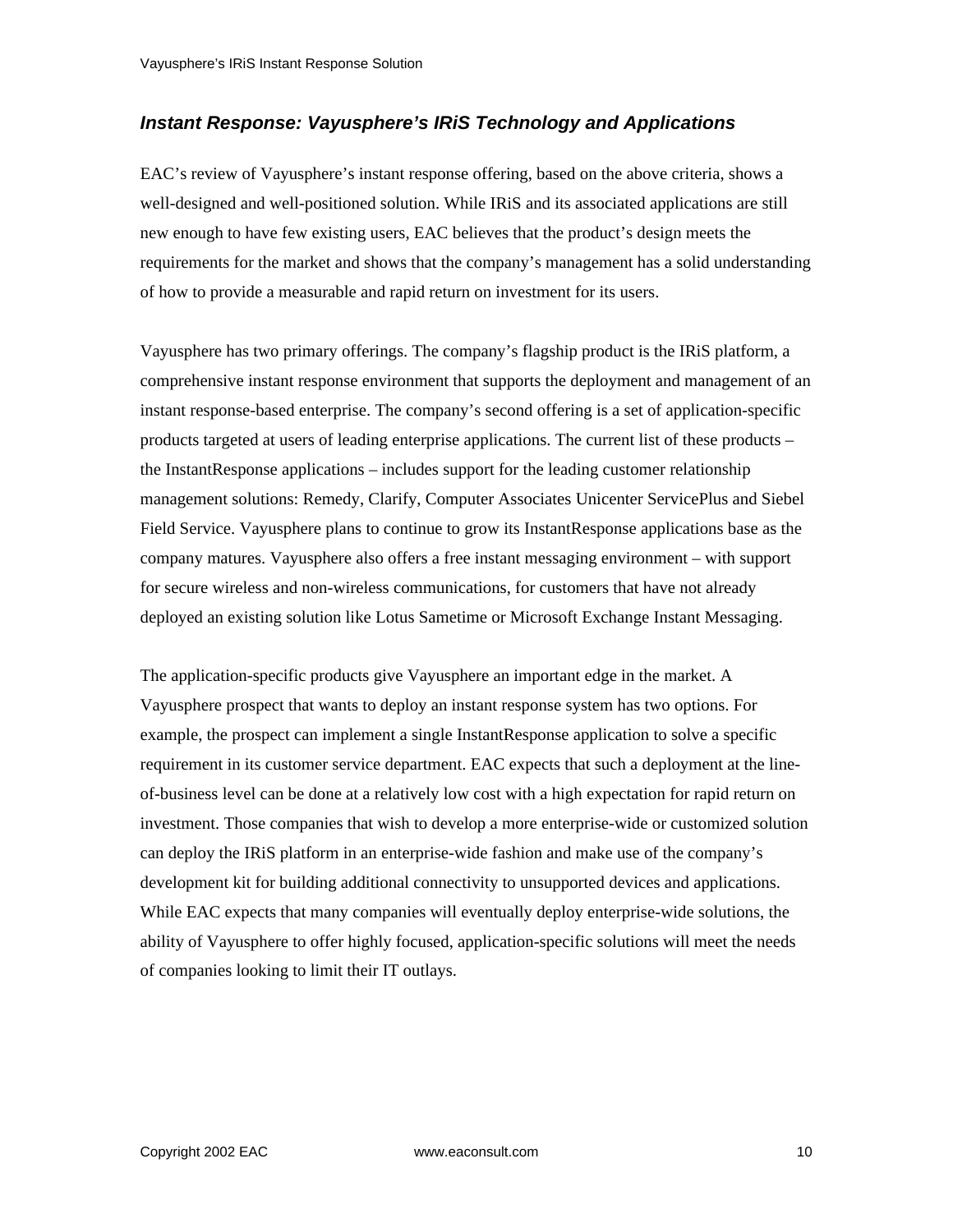## *Instant Response: Vayusphere's IRiS Technology and Applications*

EAC's review of Vayusphere's instant response offering, based on the above criteria, shows a well-designed and well-positioned solution. While IRiS and its associated applications are still new enough to have few existing users, EAC believes that the product's design meets the requirements for the market and shows that the company's management has a solid understanding of how to provide a measurable and rapid return on investment for its users.

Vayusphere has two primary offerings. The company's flagship product is the IRiS platform, a comprehensive instant response environment that supports the deployment and management of an instant response-based enterprise. The company's second offering is a set of application-specific products targeted at users of leading enterprise applications. The current list of these products – the InstantResponse applications – includes support for the leading customer relationship management solutions: Remedy, Clarify, Computer Associates Unicenter ServicePlus and Siebel Field Service. Vayusphere plans to continue to grow its InstantResponse applications base as the company matures. Vayusphere also offers a free instant messaging environment – with support for secure wireless and non-wireless communications, for customers that have not already deployed an existing solution like Lotus Sametime or Microsoft Exchange Instant Messaging.

The application-specific products give Vayusphere an important edge in the market. A Vayusphere prospect that wants to deploy an instant response system has two options. For example, the prospect can implement a single InstantResponse application to solve a specific requirement in its customer service department. EAC expects that such a deployment at the line-of-business level can be done at a relatively low cost with a high expectation for rapid return on investment. Those companies that wish to develop a more enterprise-wide or customized solution can deploy the IRiS platform in an enterprise-wide fashion and make use of the company's development kit for building additional connectivity to unsupported devices and applications. While EAC expects that many companies will eventually deploy enterprise-wide solutions, the ability of Vayusphere to offer highly focused, application-specific solutions will meet the needs of companies looking to limit their IT outlays.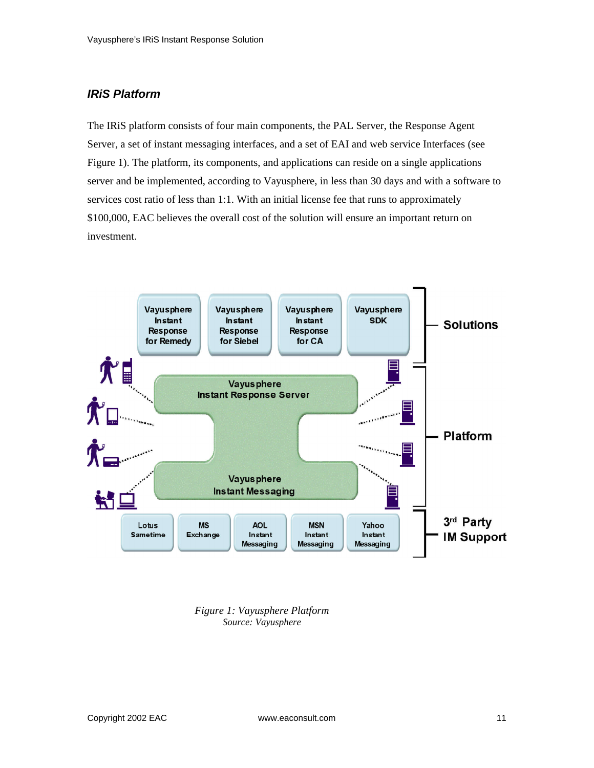### *IRiS Platform*

The IRiS platform consists of four main components, the PAL Server, the Response Agent Server, a set of instant messaging interfaces, and a set of EAI and web service Interfaces (see Figure 1). The platform, its components, and applications can reside on a single applications server and be implemented, according to Vayusphere, in less than 30 days and with a software to services cost ratio of less than 1:1. With an initial license fee that runs to approximately $100,000, EAC believes the overall cost of the solution will ensure an important return on investment.

*Figure 1: Vayusphere Platform*
*Source: Vayusphere*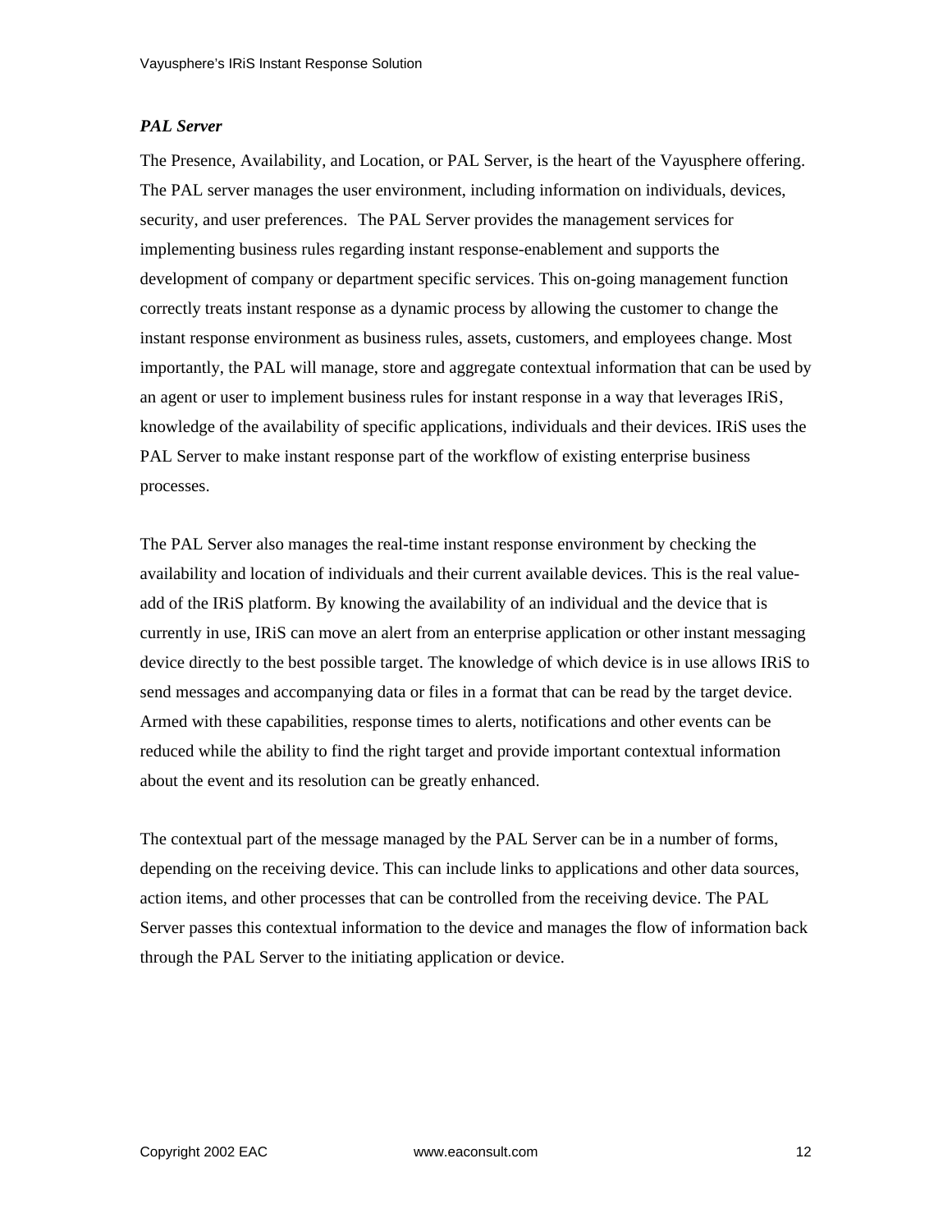***PAL Server***

The Presence, Availability, and Location, or PAL Server, is the heart of the Vayusphere offering. The PAL server manages the user environment, including information on individuals, devices, security, and user preferences. The PAL Server provides the management services for implementing business rules regarding instant response-enablement and supports the development of company or department specific services. This on-going management function correctly treats instant response as a dynamic process by allowing the customer to change the instant response environment as business rules, assets, customers, and employees change. Most importantly, the PAL will manage, store and aggregate contextual information that can be used by an agent or user to implement business rules for instant response in a way that leverages IRiS, knowledge of the availability of specific applications, individuals and their devices. IRiS uses the PAL Server to make instant response part of the workflow of existing enterprise business processes.

The PAL Server also manages the real-time instant response environment by checking the availability and location of individuals and their current available devices. This is the real value-add of the IRiS platform. By knowing the availability of an individual and the device that is currently in use, IRiS can move an alert from an enterprise application or other instant messaging device directly to the best possible target. The knowledge of which device is in use allows IRiS to send messages and accompanying data or files in a format that can be read by the target device. Armed with these capabilities, response times to alerts, notifications and other events can be reduced while the ability to find the right target and provide important contextual information about the event and its resolution can be greatly enhanced.

The contextual part of the message managed by the PAL Server can be in a number of forms, depending on the receiving device. This can include links to applications and other data sources, action items, and other processes that can be controlled from the receiving device. The PAL Server passes this contextual information to the device and manages the flow of information back through the PAL Server to the initiating application or device.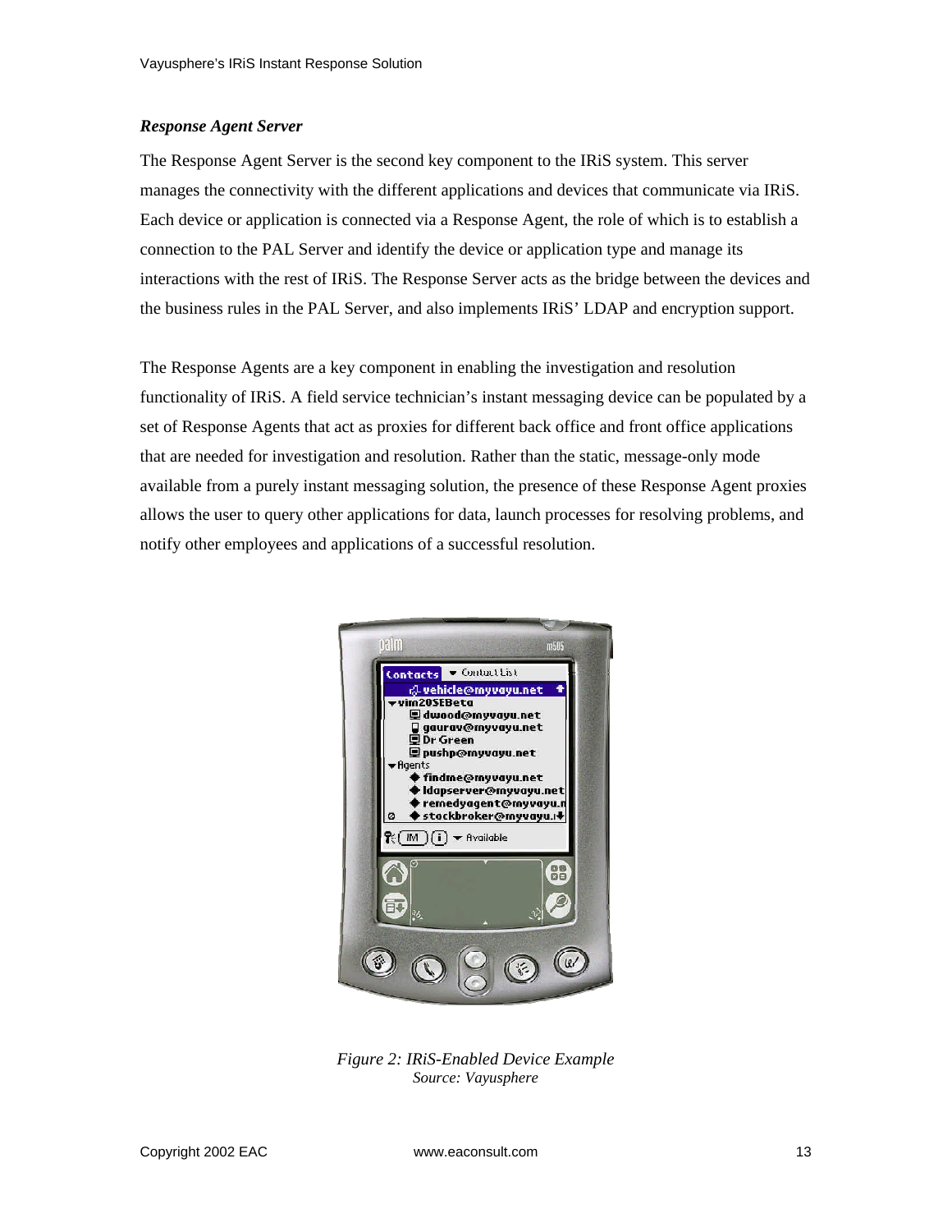### *Response Agent Server*

The Response Agent Server is the second key component to the IRiS system. This server manages the connectivity with the different applications and devices that communicate via IRiS. Each device or application is connected via a Response Agent, the role of which is to establish a connection to the PAL Server and identify the device or application type and manage its interactions with the rest of IRiS. The Response Server acts as the bridge between the devices and the business rules in the PAL Server, and also implements IRiS' LDAP and encryption support.

The Response Agents are a key component in enabling the investigation and resolution functionality of IRiS. A field service technician's instant messaging device can be populated by a set of Response Agents that act as proxies for different back office and front office applications that are needed for investigation and resolution. Rather than the static, message-only mode available from a purely instant messaging solution, the presence of these Response Agent proxies allows the user to query other applications for data, launch processes for resolving problems, and notify other employees and applications of a successful resolution.

*Figure 2: IRiS-Enabled Device Example*
*Source: Vayusphere*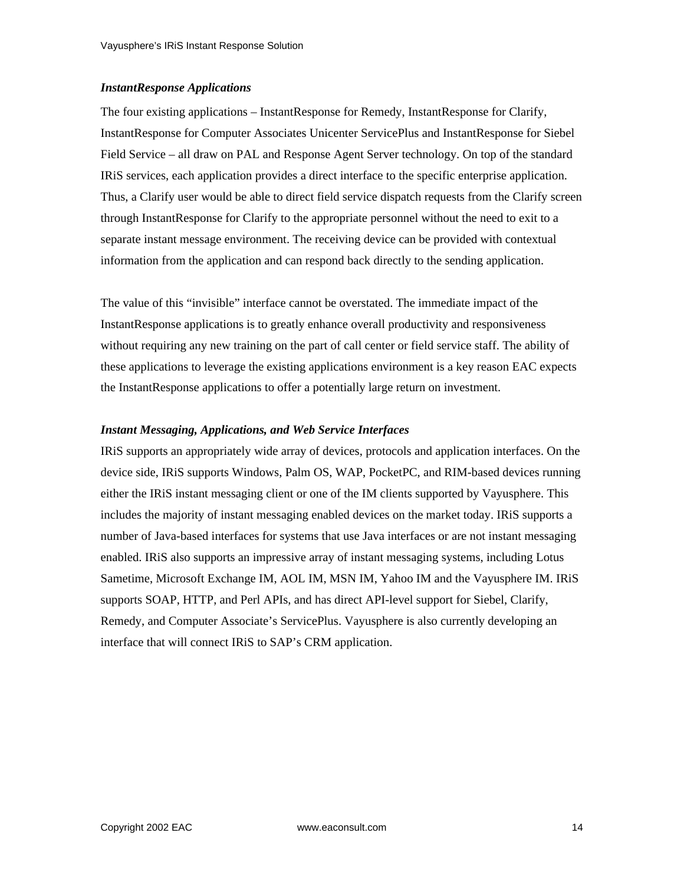### *InstantResponse Applications*

The four existing applications – InstantResponse for Remedy, InstantResponse for Clarify, InstantResponse for Computer Associates Unicenter ServicePlus and InstantResponse for Siebel Field Service – all draw on PAL and Response Agent Server technology. On top of the standard IRiS services, each application provides a direct interface to the specific enterprise application. Thus, a Clarify user would be able to direct field service dispatch requests from the Clarify screen through InstantResponse for Clarify to the appropriate personnel without the need to exit to a separate instant message environment. The receiving device can be provided with contextual information from the application and can respond back directly to the sending application.

The value of this "invisible" interface cannot be overstated. The immediate impact of the InstantResponse applications is to greatly enhance overall productivity and responsiveness without requiring any new training on the part of call center or field service staff. The ability of these applications to leverage the existing applications environment is a key reason EAC expects the InstantResponse applications to offer a potentially large return on investment.

### *Instant Messaging, Applications, and Web Service Interfaces*

IRiS supports an appropriately wide array of devices, protocols and application interfaces. On the device side, IRiS supports Windows, Palm OS, WAP, PocketPC, and RIM-based devices running either the IRiS instant messaging client or one of the IM clients supported by Vayusphere. This includes the majority of instant messaging enabled devices on the market today. IRiS supports a number of Java-based interfaces for systems that use Java interfaces or are not instant messaging enabled. IRiS also supports an impressive array of instant messaging systems, including Lotus Sametime, Microsoft Exchange IM, AOL IM, MSN IM, Yahoo IM and the Vayusphere IM. IRiS supports SOAP, HTTP, and Perl APIs, and has direct API-level support for Siebel, Clarify, Remedy, and Computer Associate's ServicePlus. Vayusphere is also currently developing an interface that will connect IRiS to SAP's CRM application.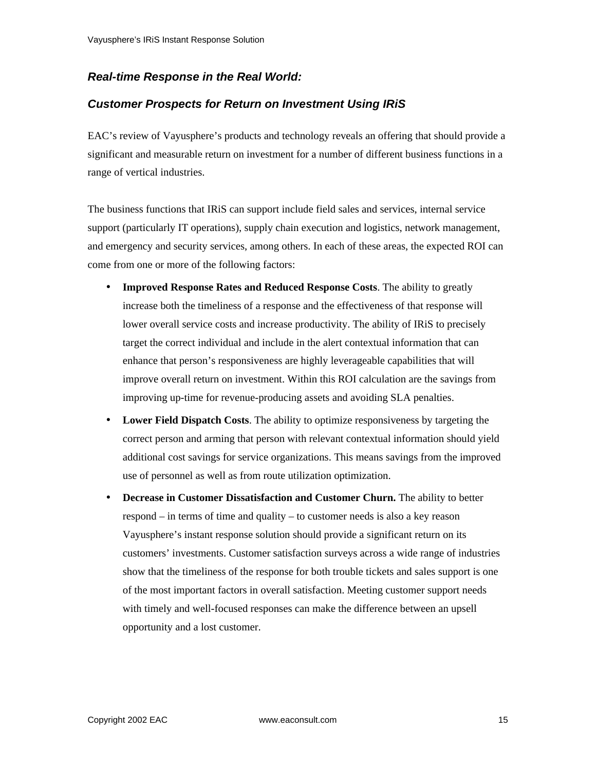## *Real-time Response in the Real World:*

## *Customer Prospects for Return on Investment Using IRiS*

EAC's review of Vayusphere's products and technology reveals an offering that should provide a significant and measurable return on investment for a number of different business functions in a range of vertical industries.

The business functions that IRiS can support include field sales and services, internal service support (particularly IT operations), supply chain execution and logistics, network management, and emergency and security services, among others. In each of these areas, the expected ROI can come from one or more of the following factors:

- **Improved Response Rates and Reduced Response Costs**. The ability to greatly increase both the timeliness of a response and the effectiveness of that response will lower overall service costs and increase productivity. The ability of IRiS to precisely target the correct individual and include in the alert contextual information that can enhance that person's responsiveness are highly leverageable capabilities that will improve overall return on investment. Within this ROI calculation are the savings from improving up-time for revenue-producing assets and avoiding SLA penalties.
- **Lower Field Dispatch Costs**. The ability to optimize responsiveness by targeting the correct person and arming that person with relevant contextual information should yield additional cost savings for service organizations. This means savings from the improved use of personnel as well as from route utilization optimization.
- **Decrease in Customer Dissatisfaction and Customer Churn.** The ability to better respond – in terms of time and quality – to customer needs is also a key reason Vayusphere's instant response solution should provide a significant return on its customers' investments. Customer satisfaction surveys across a wide range of industries show that the timeliness of the response for both trouble tickets and sales support is one of the most important factors in overall satisfaction. Meeting customer support needs with timely and well-focused responses can make the difference between an upsell opportunity and a lost customer.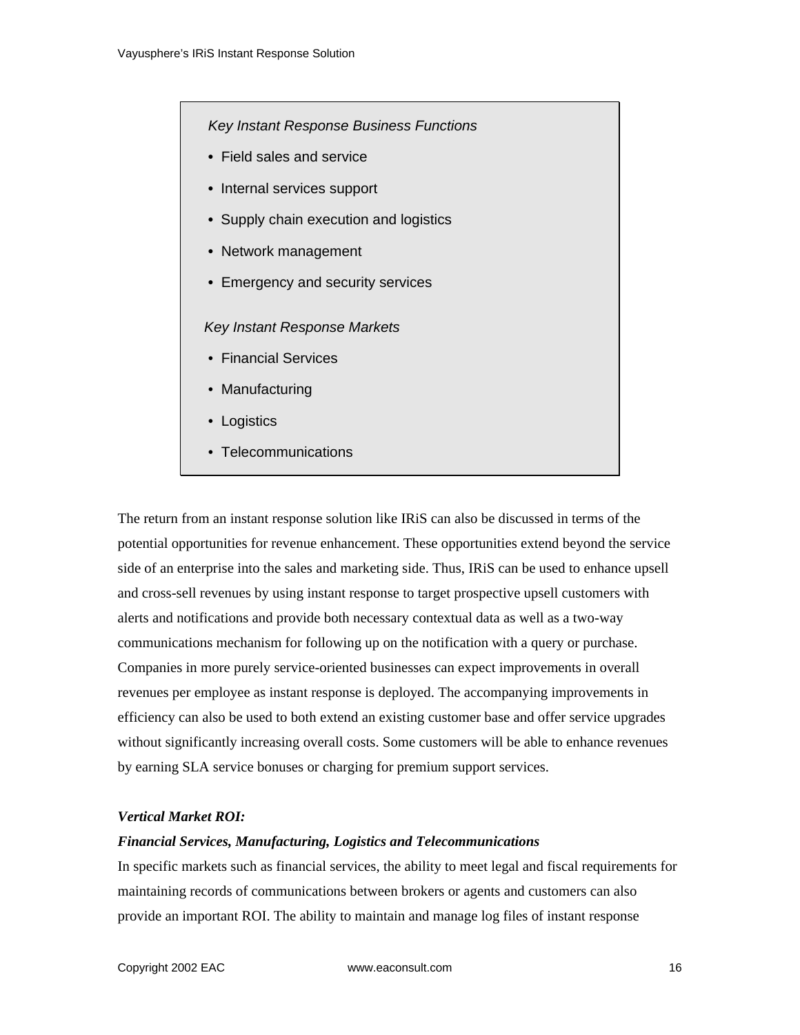*Key Instant Response Business Functions*

- Field sales and service
- Internal services support
- Supply chain execution and logistics
- Network management
- Emergency and security services

*Key Instant Response Markets*

- Financial Services
- Manufacturing
- Logistics
- Telecommunications

The return from an instant response solution like IRiS can also be discussed in terms of the potential opportunities for revenue enhancement. These opportunities extend beyond the service side of an enterprise into the sales and marketing side. Thus, IRiS can be used to enhance upsell and cross-sell revenues by using instant response to target prospective upsell customers with alerts and notifications and provide both necessary contextual data as well as a two-way communications mechanism for following up on the notification with a query or purchase. Companies in more purely service-oriented businesses can expect improvements in overall revenues per employee as instant response is deployed. The accompanying improvements in efficiency can also be used to both extend an existing customer base and offer service upgrades without significantly increasing overall costs. Some customers will be able to enhance revenues by earning SLA service bonuses or charging for premium support services.

***Vertical Market ROI:***

***Financial Services, Manufacturing, Logistics and Telecommunications***

In specific markets such as financial services, the ability to meet legal and fiscal requirements for maintaining records of communications between brokers or agents and customers can also provide an important ROI. The ability to maintain and manage log files of instant response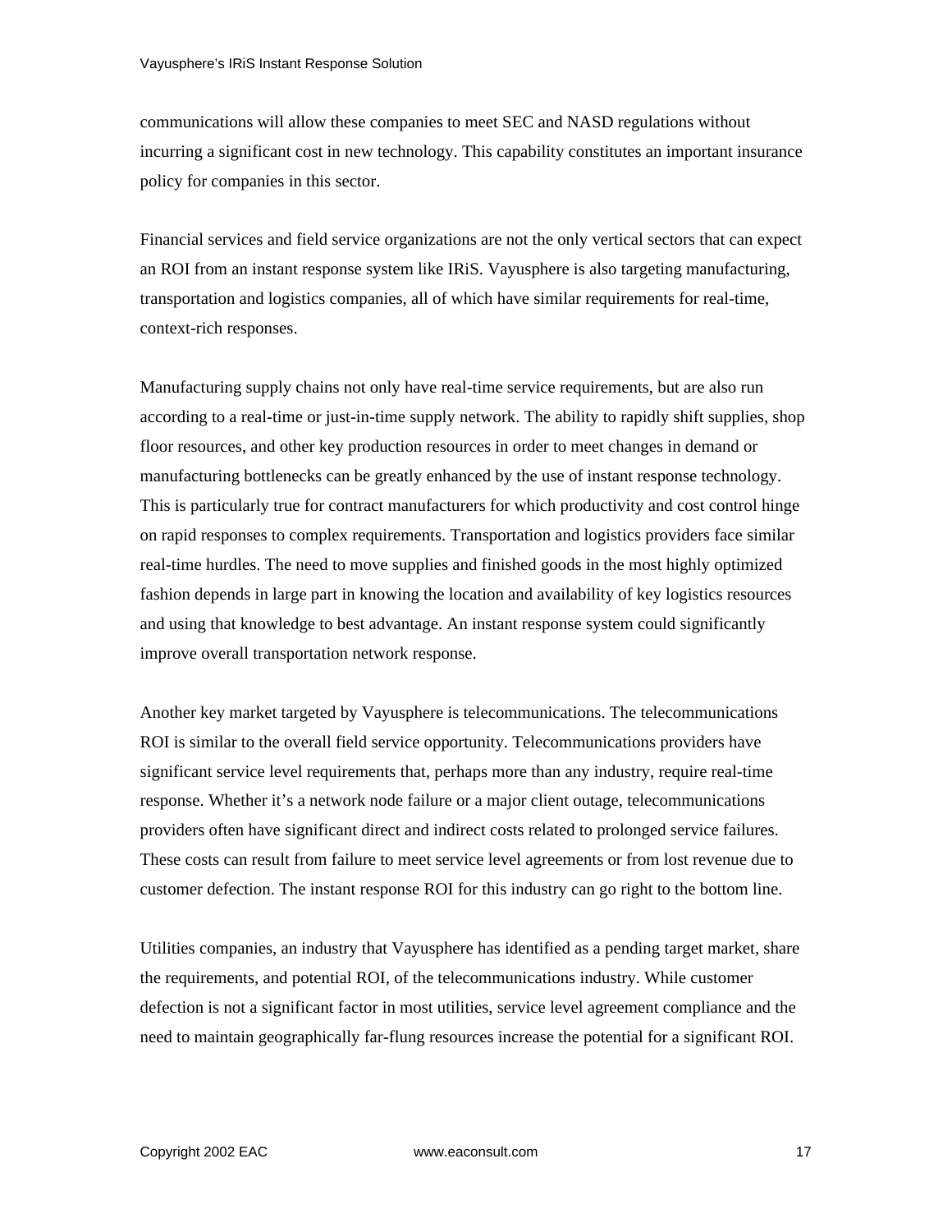communications will allow these companies to meet SEC and NASD regulations without incurring a significant cost in new technology. This capability constitutes an important insurance policy for companies in this sector.

Financial services and field service organizations are not the only vertical sectors that can expect an ROI from an instant response system like IRiS. Vayusphere is also targeting manufacturing, transportation and logistics companies, all of which have similar requirements for real-time, context-rich responses.

Manufacturing supply chains not only have real-time service requirements, but are also run according to a real-time or just-in-time supply network. The ability to rapidly shift supplies, shop floor resources, and other key production resources in order to meet changes in demand or manufacturing bottlenecks can be greatly enhanced by the use of instant response technology. This is particularly true for contract manufacturers for which productivity and cost control hinge on rapid responses to complex requirements. Transportation and logistics providers face similar real-time hurdles. The need to move supplies and finished goods in the most highly optimized fashion depends in large part in knowing the location and availability of key logistics resources and using that knowledge to best advantage. An instant response system could significantly improve overall transportation network response.

Another key market targeted by Vayusphere is telecommunications. The telecommunications ROI is similar to the overall field service opportunity. Telecommunications providers have significant service level requirements that, perhaps more than any industry, require real-time response. Whether it's a network node failure or a major client outage, telecommunications providers often have significant direct and indirect costs related to prolonged service failures. These costs can result from failure to meet service level agreements or from lost revenue due to customer defection. The instant response ROI for this industry can go right to the bottom line.

Utilities companies, an industry that Vayusphere has identified as a pending target market, share the requirements, and potential ROI, of the telecommunications industry. While customer defection is not a significant factor in most utilities, service level agreement compliance and the need to maintain geographically far-flung resources increase the potential for a significant ROI.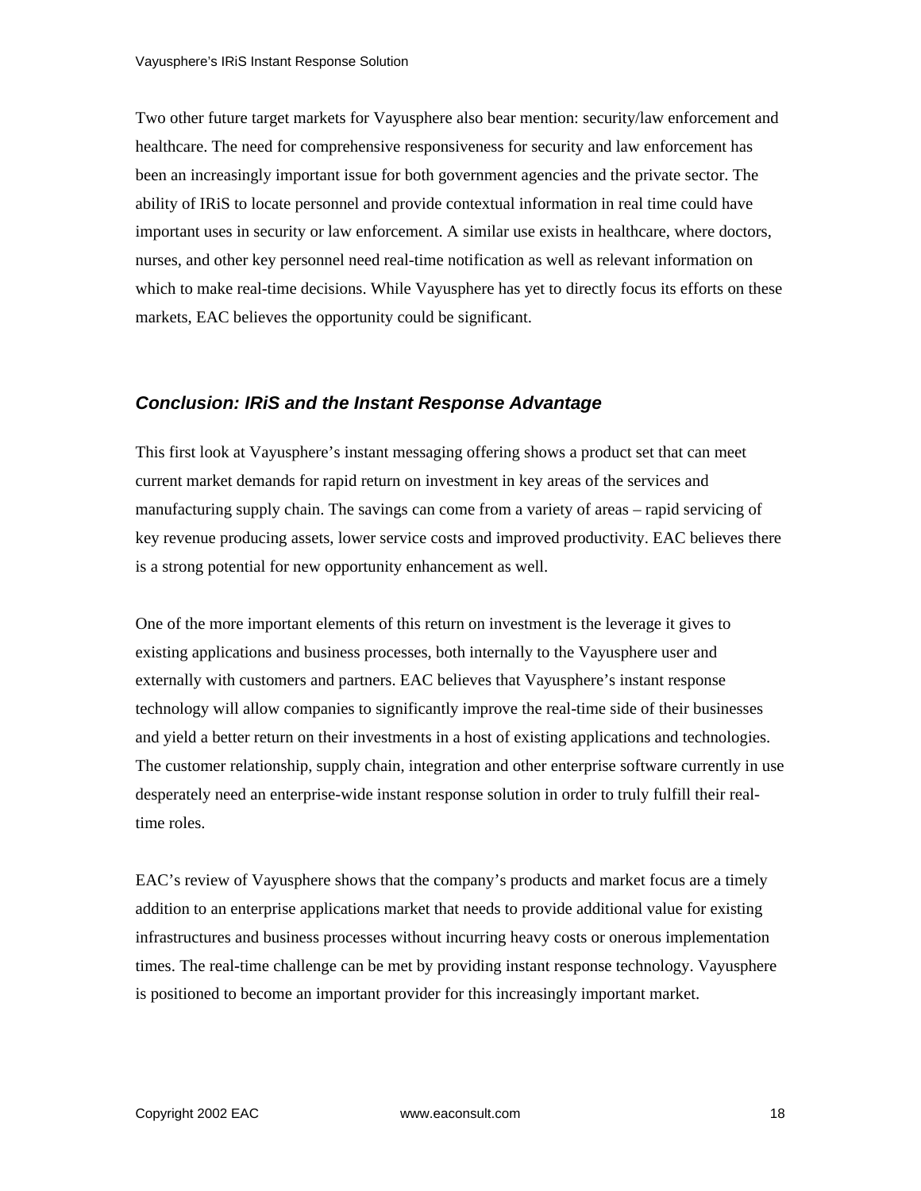Two other future target markets for Vayusphere also bear mention: security/law enforcement and healthcare. The need for comprehensive responsiveness for security and law enforcement has been an increasingly important issue for both government agencies and the private sector. The ability of IRiS to locate personnel and provide contextual information in real time could have important uses in security or law enforcement. A similar use exists in healthcare, where doctors, nurses, and other key personnel need real-time notification as well as relevant information on which to make real-time decisions. While Vayusphere has yet to directly focus its efforts on these markets, EAC believes the opportunity could be significant.

## *Conclusion: IRiS and the Instant Response Advantage*

This first look at Vayusphere's instant messaging offering shows a product set that can meet current market demands for rapid return on investment in key areas of the services and manufacturing supply chain. The savings can come from a variety of areas – rapid servicing of key revenue producing assets, lower service costs and improved productivity. EAC believes there is a strong potential for new opportunity enhancement as well.

One of the more important elements of this return on investment is the leverage it gives to existing applications and business processes, both internally to the Vayusphere user and externally with customers and partners. EAC believes that Vayusphere's instant response technology will allow companies to significantly improve the real-time side of their businesses and yield a better return on their investments in a host of existing applications and technologies. The customer relationship, supply chain, integration and other enterprise software currently in use desperately need an enterprise-wide instant response solution in order to truly fulfill their real-time roles.

EAC's review of Vayusphere shows that the company's products and market focus are a timely addition to an enterprise applications market that needs to provide additional value for existing infrastructures and business processes without incurring heavy costs or onerous implementation times. The real-time challenge can be met by providing instant response technology. Vayusphere is positioned to become an important provider for this increasingly important market.